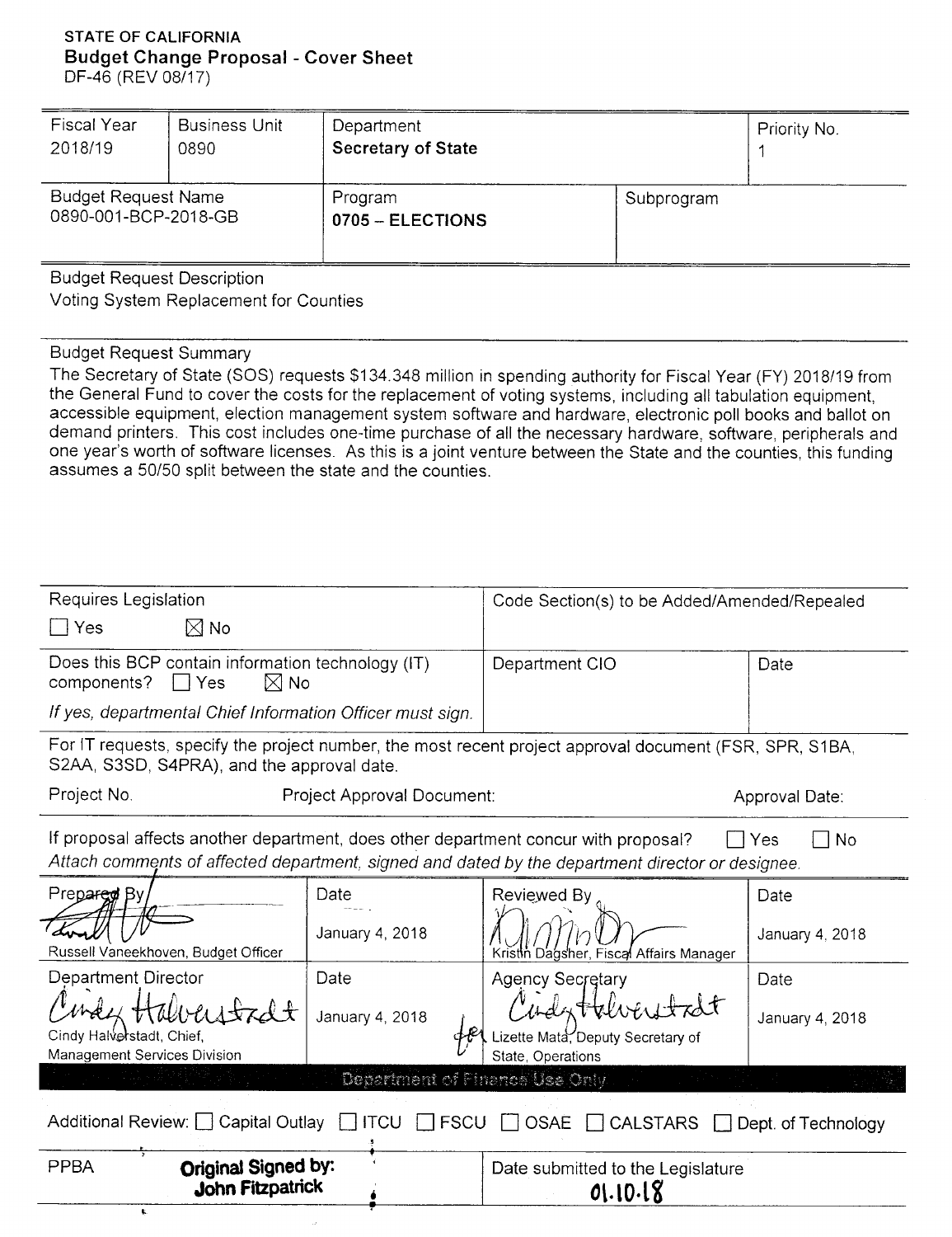**STATE OF CALIFORNIA**
**Budget Change Proposal - Cover Sheet**
DF-46 (REV 08/17)

| Fiscal Year | Business Unit | Department | | Priority No. |
|---|---|---|---|---|
| 2018/19 | 0890 | **Secretary of State** | | 1 |

| Budget Request Name | Program | Subprogram |
|---|---|---|
| 0890-001-BCP-2018-GB | **0705 – ELECTIONS** | |

Budget Request Description
Voting System Replacement for Counties

Budget Request Summary
The Secretary of State (SOS) requests $134.348 million in spending authority for Fiscal Year (FY) 2018/19 from the General Fund to cover the costs for the replacement of voting systems, including all tabulation equipment, accessible equipment, election management system software and hardware, electronic poll books and ballot on demand printers. This cost includes one-time purchase of all the necessary hardware, software, peripherals and one year's worth of software licenses. As this is a joint venture between the State and the counties, this funding assumes a 50/50 split between the state and the counties.

| Requires Legislation | Code Section(s) to be Added/Amended/Repealed | |
|---|---|---|
| ☐ Yes ☒ No | | |
| Does this BCP contain information technology (IT) components? ☐ Yes ☒ No<br>*If yes, departmental Chief Information Officer must sign.* | Department CIO | Date |

For IT requests, specify the project number, the most recent project approval document (FSR, SPR, S1BA, S2AA, S3SD, S4PRA), and the approval date.

Project No. Project Approval Document: Approval Date:

If proposal affects another department, does other department concur with proposal? ☐ Yes ☐ No
*Attach comments of affected department, signed and dated by the department director or designee.*

| Prepared By | Date | Reviewed By | Date |
|---|---|---|---|
| Russell Vaneekhoven, Budget Officer | January 4, 2018 | Kristin Dagsher, Fiscal Affairs Manager | January 4, 2018 |
| **Department Director** | **Date** | **Agency Secretary** | **Date** |
| Cindy Halverstadt, Chief, Management Services Division | January 4, 2018 | Lizette Mata, Deputy Secretary of State, Operations | January 4, 2018 |

**Department of Finance Use Only**

Additional Review: ☐ Capital Outlay ☐ ITCU ☐ FSCU ☐ OSAE ☐ CALSTARS ☐ Dept. of Technology

| PPBA | **Original Signed by: John Fitzpatrick** | Date submitted to the Legislature<br>01.10.18 |
|---|---|---|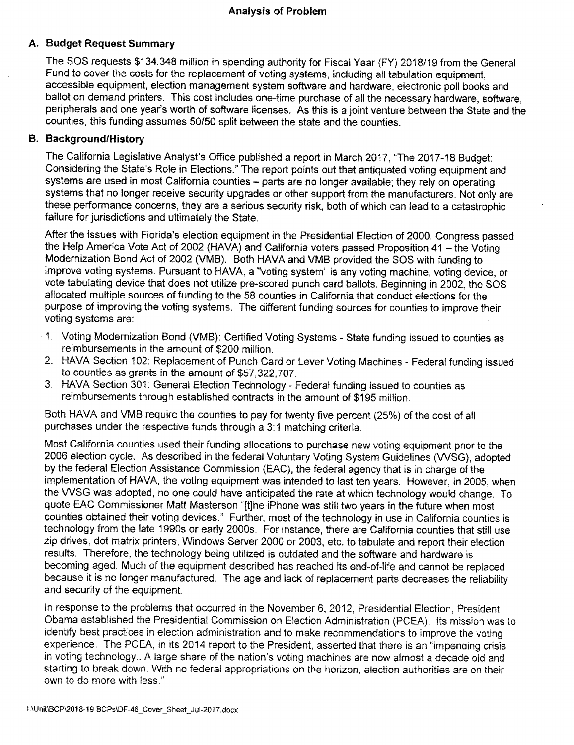## Analysis of Problem

### A. Budget Request Summary

The SOS requests $134.348 million in spending authority for Fiscal Year (FY) 2018/19 from the General Fund to cover the costs for the replacement of voting systems, including all tabulation equipment, accessible equipment, election management system software and hardware, electronic poll books and ballot on demand printers. This cost includes one-time purchase of all the necessary hardware, software, peripherals and one year's worth of software licenses. As this is a joint venture between the State and the counties, this funding assumes 50/50 split between the state and the counties.

### B. Background/History

The California Legislative Analyst's Office published a report in March 2017, "The 2017-18 Budget: Considering the State's Role in Elections." The report points out that antiquated voting equipment and systems are used in most California counties – parts are no longer available; they rely on operating systems that no longer receive security upgrades or other support from the manufacturers. Not only are these performance concerns, they are a serious security risk, both of which can lead to a catastrophic failure for jurisdictions and ultimately the State.

After the issues with Florida's election equipment in the Presidential Election of 2000, Congress passed the Help America Vote Act of 2002 (HAVA) and California voters passed Proposition 41 – the Voting Modernization Bond Act of 2002 (VMB). Both HAVA and VMB provided the SOS with funding to improve voting systems. Pursuant to HAVA, a "voting system" is any voting machine, voting device, or vote tabulating device that does not utilize pre-scored punch card ballots. Beginning in 2002, the SOS allocated multiple sources of funding to the 58 counties in California that conduct elections for the purpose of improving the voting systems. The different funding sources for counties to improve their voting systems are:

1. Voting Modernization Bond (VMB): Certified Voting Systems - State funding issued to counties as reimbursements in the amount of $200 million.
2. HAVA Section 102: Replacement of Punch Card or Lever Voting Machines - Federal funding issued to counties as grants in the amount of $57,322,707.
3. HAVA Section 301: General Election Technology - Federal funding issued to counties as reimbursements through established contracts in the amount of $195 million.

Both HAVA and VMB require the counties to pay for twenty five percent (25%) of the cost of all purchases under the respective funds through a 3:1 matching criteria.

Most California counties used their funding allocations to purchase new voting equipment prior to the 2006 election cycle. As described in the federal Voluntary Voting System Guidelines (VVSG), adopted by the federal Election Assistance Commission (EAC), the federal agency that is in charge of the implementation of HAVA, the voting equipment was intended to last ten years. However, in 2005, when the VVSG was adopted, no one could have anticipated the rate at which technology would change. To quote EAC Commissioner Matt Masterson "[t]he iPhone was still two years in the future when most counties obtained their voting devices." Further, most of the technology in use in California counties is technology from the late 1990s or early 2000s. For instance, there are California counties that still use zip drives, dot matrix printers, Windows Server 2000 or 2003, etc. to tabulate and report their election results. Therefore, the technology being utilized is outdated and the software and hardware is becoming aged. Much of the equipment described has reached its end-of-life and cannot be replaced because it is no longer manufactured. The age and lack of replacement parts decreases the reliability and security of the equipment.

In response to the problems that occurred in the November 6, 2012, Presidential Election, President Obama established the Presidential Commission on Election Administration (PCEA). Its mission was to identify best practices in election administration and to make recommendations to improve the voting experience. The PCEA, in its 2014 report to the President, asserted that there is an "impending crisis in voting technology...A large share of the nation's voting machines are now almost a decade old and starting to break down. With no federal appropriations on the horizon, election authorities are on their own to do more with less."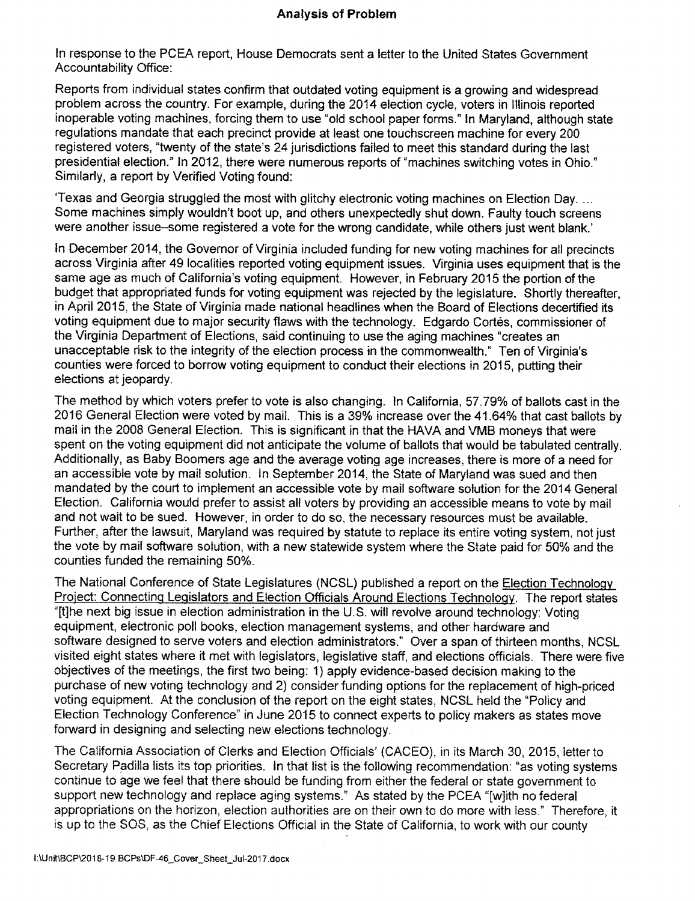## Analysis of Problem

In response to the PCEA report, House Democrats sent a letter to the United States Government Accountability Office:

Reports from individual states confirm that outdated voting equipment is a growing and widespread problem across the country. For example, during the 2014 election cycle, voters in Illinois reported inoperable voting machines, forcing them to use "old school paper forms." In Maryland, although state regulations mandate that each precinct provide at least one touchscreen machine for every 200 registered voters, "twenty of the state's 24 jurisdictions failed to meet this standard during the last presidential election." In 2012, there were numerous reports of "machines switching votes in Ohio." Similarly, a report by Verified Voting found:

'Texas and Georgia struggled the most with glitchy electronic voting machines on Election Day. ... Some machines simply wouldn't boot up, and others unexpectedly shut down. Faulty touch screens were another issue–some registered a vote for the wrong candidate, while others just went blank.'

In December 2014, the Governor of Virginia included funding for new voting machines for all precincts across Virginia after 49 localities reported voting equipment issues. Virginia uses equipment that is the same age as much of California's voting equipment. However, in February 2015 the portion of the budget that appropriated funds for voting equipment was rejected by the legislature. Shortly thereafter, in April 2015, the State of Virginia made national headlines when the Board of Elections decertified its voting equipment due to major security flaws with the technology. Edgardo Cortés, commissioner of the Virginia Department of Elections, said continuing to use the aging machines "creates an unacceptable risk to the integrity of the election process in the commonwealth." Ten of Virginia's counties were forced to borrow voting equipment to conduct their elections in 2015, putting their elections at jeopardy.

The method by which voters prefer to vote is also changing. In California, 57.79% of ballots cast in the 2016 General Election were voted by mail. This is a 39% increase over the 41.64% that cast ballots by mail in the 2008 General Election. This is significant in that the HAVA and VMB moneys that were spent on the voting equipment did not anticipate the volume of ballots that would be tabulated centrally. Additionally, as Baby Boomers age and the average voting age increases, there is more of a need for an accessible vote by mail solution. In September 2014, the State of Maryland was sued and then mandated by the court to implement an accessible vote by mail software solution for the 2014 General Election. California would prefer to assist all voters by providing an accessible means to vote by mail and not wait to be sued. However, in order to do so, the necessary resources must be available. Further, after the lawsuit, Maryland was required by statute to replace its entire voting system, not just the vote by mail software solution, with a new statewide system where the State paid for 50% and the counties funded the remaining 50%.

The National Conference of State Legislatures (NCSL) published a report on the Election Technology Project: Connecting Legislators and Election Officials Around Elections Technology. The report states "[t]he next big issue in election administration in the U.S. will revolve around technology: Voting equipment, electronic poll books, election management systems, and other hardware and software designed to serve voters and election administrators." Over a span of thirteen months, NCSL visited eight states where it met with legislators, legislative staff, and elections officials. There were five objectives of the meetings, the first two being: 1) apply evidence-based decision making to the purchase of new voting technology and 2) consider funding options for the replacement of high-priced voting equipment. At the conclusion of the report on the eight states, NCSL held the "Policy and Election Technology Conference" in June 2015 to connect experts to policy makers as states move forward in designing and selecting new elections technology.

The California Association of Clerks and Election Officials' (CACEO), in its March 30, 2015, letter to Secretary Padilla lists its top priorities. In that list is the following recommendation: "as voting systems continue to age we feel that there should be funding from either the federal or state government to support new technology and replace aging systems." As stated by the PCEA "[w]ith no federal appropriations on the horizon, election authorities are on their own to do more with less." Therefore, it is up to the SOS, as the Chief Elections Official in the State of California, to work with our county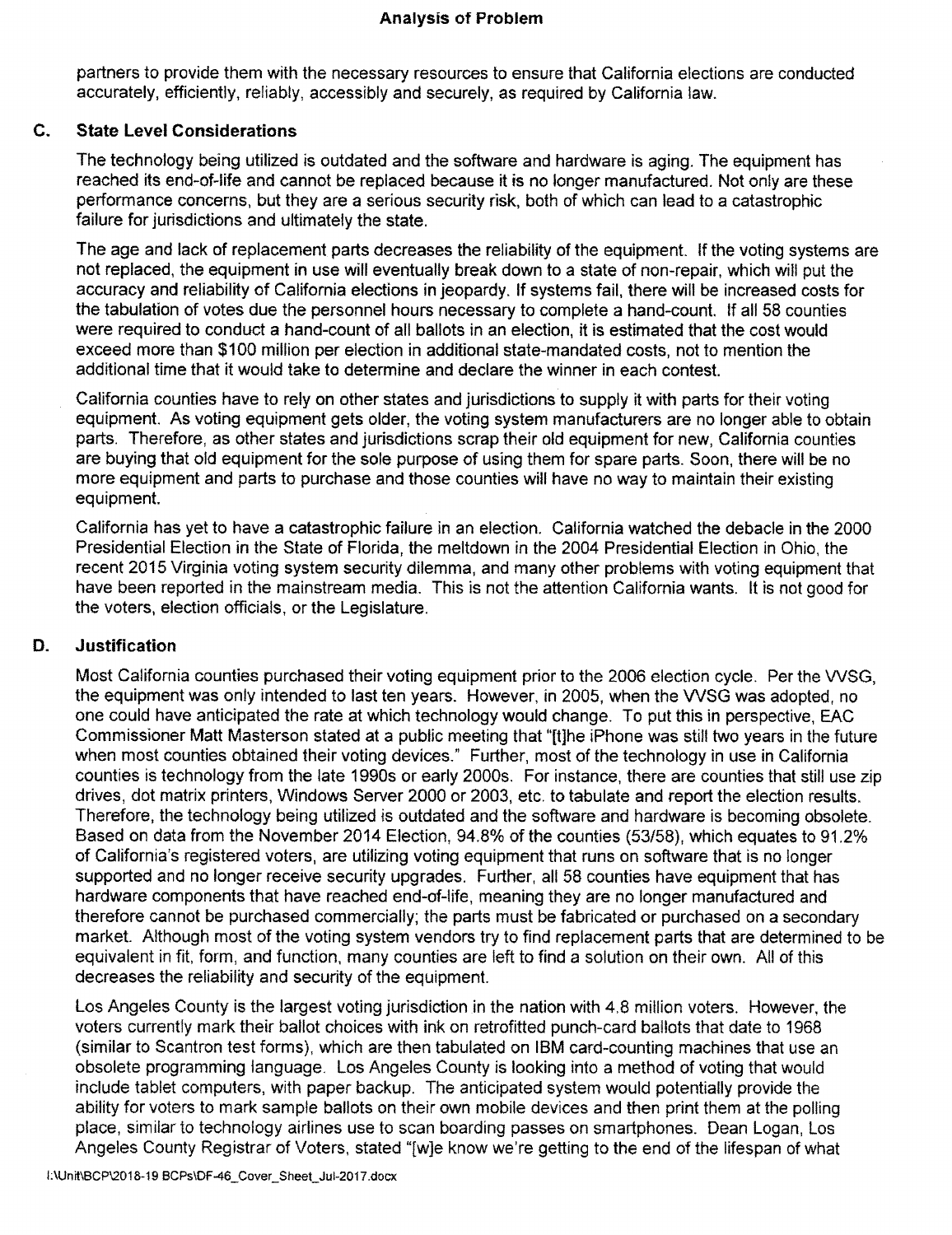partners to provide them with the necessary resources to ensure that California elections are conducted accurately, efficiently, reliably, accessibly and securely, as required by California law.

## C. State Level Considerations

The technology being utilized is outdated and the software and hardware is aging. The equipment has reached its end-of-life and cannot be replaced because it is no longer manufactured. Not only are these performance concerns, but they are a serious security risk, both of which can lead to a catastrophic failure for jurisdictions and ultimately the state.

The age and lack of replacement parts decreases the reliability of the equipment. If the voting systems are not replaced, the equipment in use will eventually break down to a state of non-repair, which will put the accuracy and reliability of California elections in jeopardy. If systems fail, there will be increased costs for the tabulation of votes due the personnel hours necessary to complete a hand-count. If all 58 counties were required to conduct a hand-count of all ballots in an election, it is estimated that the cost would exceed more than $100 million per election in additional state-mandated costs, not to mention the additional time that it would take to determine and declare the winner in each contest.

California counties have to rely on other states and jurisdictions to supply it with parts for their voting equipment. As voting equipment gets older, the voting system manufacturers are no longer able to obtain parts. Therefore, as other states and jurisdictions scrap their old equipment for new, California counties are buying that old equipment for the sole purpose of using them for spare parts. Soon, there will be no more equipment and parts to purchase and those counties will have no way to maintain their existing equipment.

California has yet to have a catastrophic failure in an election. California watched the debacle in the 2000 Presidential Election in the State of Florida, the meltdown in the 2004 Presidential Election in Ohio, the recent 2015 Virginia voting system security dilemma, and many other problems with voting equipment that have been reported in the mainstream media. This is not the attention California wants. It is not good for the voters, election officials, or the Legislature.

## D. Justification

Most California counties purchased their voting equipment prior to the 2006 election cycle. Per the VVSG, the equipment was only intended to last ten years. However, in 2005, when the VVSG was adopted, no one could have anticipated the rate at which technology would change. To put this in perspective, EAC Commissioner Matt Masterson stated at a public meeting that "[t]he iPhone was still two years in the future when most counties obtained their voting devices." Further, most of the technology in use in California counties is technology from the late 1990s or early 2000s. For instance, there are counties that still use zip drives, dot matrix printers, Windows Server 2000 or 2003, etc. to tabulate and report the election results. Therefore, the technology being utilized is outdated and the software and hardware is becoming obsolete. Based on data from the November 2014 Election, 94.8% of the counties (53/58), which equates to 91.2% of California's registered voters, are utilizing voting equipment that runs on software that is no longer supported and no longer receive security upgrades. Further, all 58 counties have equipment that has hardware components that have reached end-of-life, meaning they are no longer manufactured and therefore cannot be purchased commercially; the parts must be fabricated or purchased on a secondary market. Although most of the voting system vendors try to find replacement parts that are determined to be equivalent in fit, form, and function, many counties are left to find a solution on their own. All of this decreases the reliability and security of the equipment.

Los Angeles County is the largest voting jurisdiction in the nation with 4.8 million voters. However, the voters currently mark their ballot choices with ink on retrofitted punch-card ballots that date to 1968 (similar to Scantron test forms), which are then tabulated on IBM card-counting machines that use an obsolete programming language. Los Angeles County is looking into a method of voting that would include tablet computers, with paper backup. The anticipated system would potentially provide the ability for voters to mark sample ballots on their own mobile devices and then print them at the polling place, similar to technology airlines use to scan boarding passes on smartphones. Dean Logan, Los Angeles County Registrar of Voters, stated "[w]e know we're getting to the end of the lifespan of what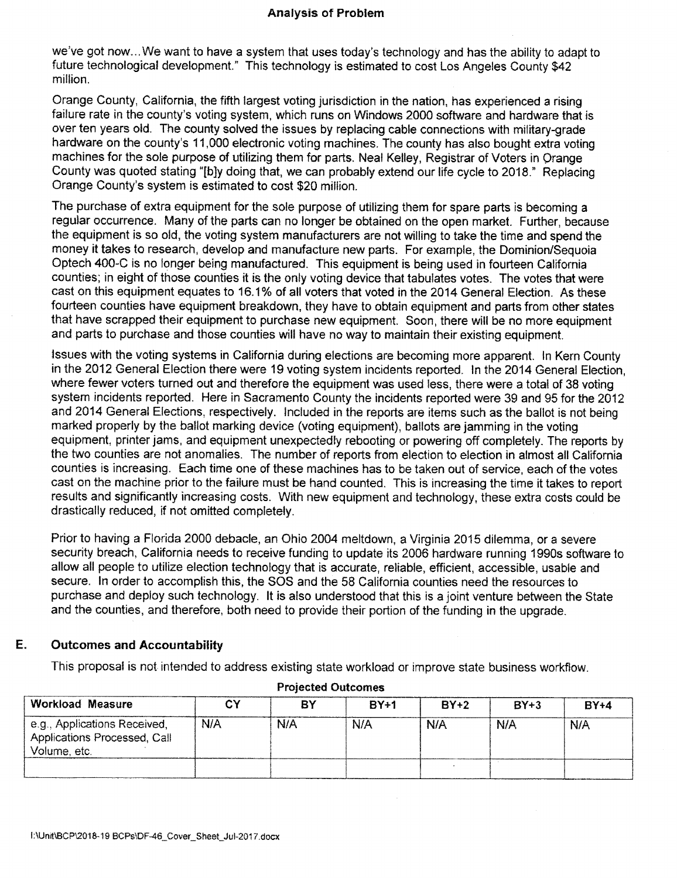we've got now...We want to have a system that uses today's technology and has the ability to adapt to future technological development." This technology is estimated to cost Los Angeles County $42 million.

Orange County, California, the fifth largest voting jurisdiction in the nation, has experienced a rising failure rate in the county's voting system, which runs on Windows 2000 software and hardware that is over ten years old. The county solved the issues by replacing cable connections with military-grade hardware on the county's 11,000 electronic voting machines. The county has also bought extra voting machines for the sole purpose of utilizing them for parts. Neal Kelley, Registrar of Voters in Orange County was quoted stating "[b]y doing that, we can probably extend our life cycle to 2018." Replacing Orange County's system is estimated to cost $20 million.

The purchase of extra equipment for the sole purpose of utilizing them for spare parts is becoming a regular occurrence. Many of the parts can no longer be obtained on the open market. Further, because the equipment is so old, the voting system manufacturers are not willing to take the time and spend the money it takes to research, develop and manufacture new parts. For example, the Dominion/Sequoia Optech 400-C is no longer being manufactured. This equipment is being used in fourteen California counties; in eight of those counties it is the only voting device that tabulates votes. The votes that were cast on this equipment equates to 16.1% of all voters that voted in the 2014 General Election. As these fourteen counties have equipment breakdown, they have to obtain equipment and parts from other states that have scrapped their equipment to purchase new equipment. Soon, there will be no more equipment and parts to purchase and those counties will have no way to maintain their existing equipment.

Issues with the voting systems in California during elections are becoming more apparent. In Kern County in the 2012 General Election there were 19 voting system incidents reported. In the 2014 General Election, where fewer voters turned out and therefore the equipment was used less, there were a total of 38 voting system incidents reported. Here in Sacramento County the incidents reported were 39 and 95 for the 2012 and 2014 General Elections, respectively. Included in the reports are items such as the ballot is not being marked properly by the ballot marking device (voting equipment), ballots are jamming in the voting equipment, printer jams, and equipment unexpectedly rebooting or powering off completely. The reports by the two counties are not anomalies. The number of reports from election to election in almost all California counties is increasing. Each time one of these machines has to be taken out of service, each of the votes cast on the machine prior to the failure must be hand counted. This is increasing the time it takes to report results and significantly increasing costs. With new equipment and technology, these extra costs could be drastically reduced, if not omitted completely.

Prior to having a Florida 2000 debacle, an Ohio 2004 meltdown, a Virginia 2015 dilemma, or a severe security breach, California needs to receive funding to update its 2006 hardware running 1990s software to allow all people to utilize election technology that is accurate, reliable, efficient, accessible, usable and secure. In order to accomplish this, the SOS and the 58 California counties need the resources to purchase and deploy such technology. It is also understood that this is a joint venture between the State and the counties, and therefore, both need to provide their portion of the funding in the upgrade.

## E. Outcomes and Accountability

This proposal is not intended to address existing state workload or improve state business workflow.

**Projected Outcomes**

| Workload Measure | CY | BY | BY+1 | BY+2 | BY+3 | BY+4 |
|---|---|---|---|---|---|---|
| e.g., Applications Received, Applications Processed, Call Volume, etc. | N/A | N/A | N/A | N/A | N/A | N/A |
| | | | | | | |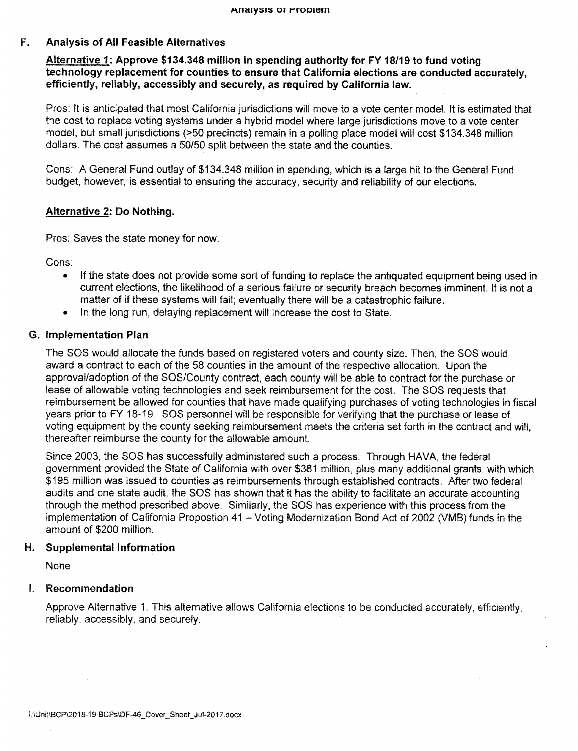## F. Analysis of All Feasible Alternatives

**Alternative 1: Approve $134.348 million in spending authority for FY 18/19 to fund voting technology replacement for counties to ensure that California elections are conducted accurately, efficiently, reliably, accessibly and securely, as required by California law.**

Pros: It is anticipated that most California jurisdictions will move to a vote center model. It is estimated that the cost to replace voting systems under a hybrid model where large jurisdictions move to a vote center model, but small jurisdictions (>50 precincts) remain in a polling place model will cost $134.348 million dollars. The cost assumes a 50/50 split between the state and the counties.

Cons: A General Fund outlay of $134.348 million in spending, which is a large hit to the General Fund budget, however, is essential to ensuring the accuracy, security and reliability of our elections.

**Alternative 2: Do Nothing.**

Pros: Saves the state money for now.

Cons:

- If the state does not provide some sort of funding to replace the antiquated equipment being used in current elections, the likelihood of a serious failure or security breach becomes imminent. It is not a matter of if these systems will fail; eventually there will be a catastrophic failure.
- In the long run, delaying replacement will increase the cost to State.

## G. Implementation Plan

The SOS would allocate the funds based on registered voters and county size. Then, the SOS would award a contract to each of the 58 counties in the amount of the respective allocation. Upon the approval/adoption of the SOS/County contract, each county will be able to contract for the purchase or lease of allowable voting technologies and seek reimbursement for the cost. The SOS requests that reimbursement be allowed for counties that have made qualifying purchases of voting technologies in fiscal years prior to FY 18-19. SOS personnel will be responsible for verifying that the purchase or lease of voting equipment by the county seeking reimbursement meets the criteria set forth in the contract and will, thereafter reimburse the county for the allowable amount.

Since 2003, the SOS has successfully administered such a process. Through HAVA, the federal government provided the State of California with over $381 million, plus many additional grants, with which $195 million was issued to counties as reimbursements through established contracts. After two federal audits and one state audit, the SOS has shown that it has the ability to facilitate an accurate accounting through the method prescribed above. Similarly, the SOS has experience with this process from the implementation of California Propostion 41 – Voting Modernization Bond Act of 2002 (VMB) funds in the amount of $200 million.

## H. Supplemental Information

None

## I. Recommendation

Approve Alternative 1. This alternative allows California elections to be conducted accurately, efficiently, reliably, accessibly, and securely.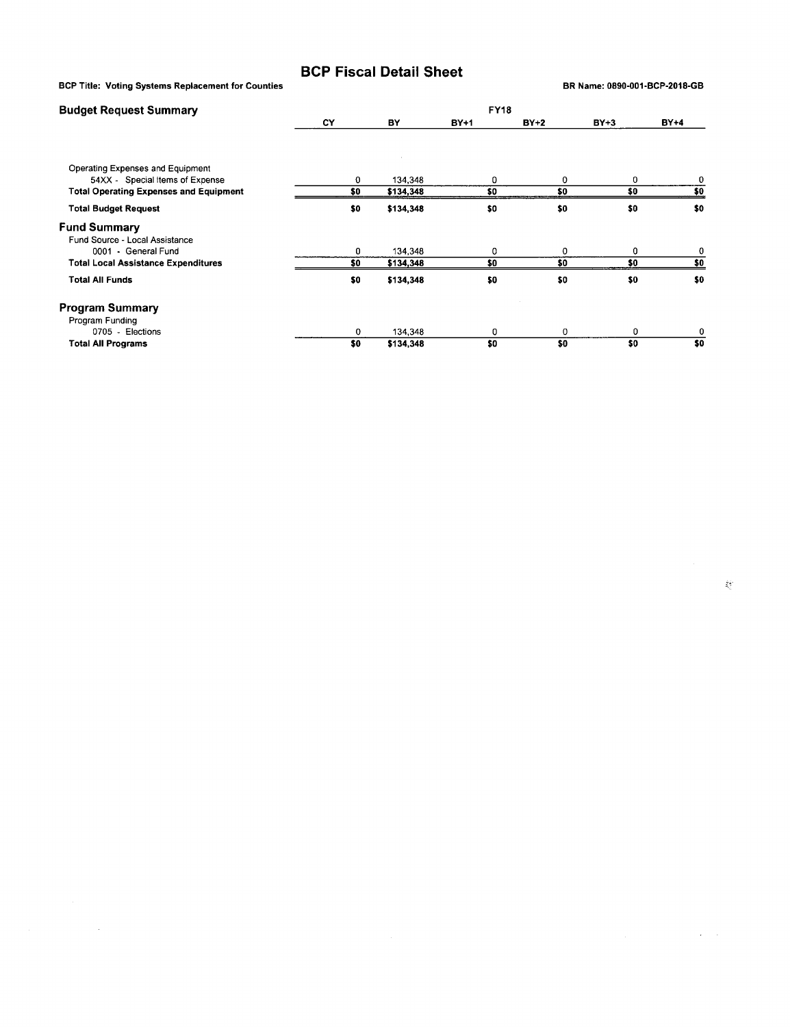# BCP Fiscal Detail Sheet

**BCP Title: Voting Systems Replacement for Counties**

**BR Name: 0890-001-BCP-2018-GB**

## Budget Request Summary

| | FY18 | | | | | |
|---|---|---|---|---|---|---|
| | CY | BY | BY+1 | BY+2 | BY+3 | BY+4 |
| Operating Expenses and Equipment | | | | | | |
| 54XX - Special Items of Expense | 0 | 134,348 | 0 | 0 | 0 | 0 |
| **Total Operating Expenses and Equipment** | **$0** | **$134,348** | **$0** | **$0** | **$0** | **$0** |
| **Total Budget Request** | **$0** | **$134,348** | **$0** | **$0** | **$0** | **$0** |

## Fund Summary

| | CY | BY | BY+1 | BY+2 | BY+3 | BY+4 |
|---|---|---|---|---|---|---|
| Fund Source - Local Assistance | | | | | | |
| 0001 - General Fund | 0 | 134,348 | 0 | 0 | 0 | 0 |
| **Total Local Assistance Expenditures** | **$0** | **$134,348** | **$0** | **$0** | **$0** | **$0** |
| **Total All Funds** | **$0** | **$134,348** | **$0** | **$0** | **$0** | **$0** |

## Program Summary

| | CY | BY | BY+1 | BY+2 | BY+3 | BY+4 |
|---|---|---|---|---|---|---|
| Program Funding | | | | | | |
| 0705 - Elections | 0 | 134,348 | 0 | 0 | 0 | 0 |
| **Total All Programs** | **$0** | **$134,348** | **$0** | **$0** | **$0** | **$0** |